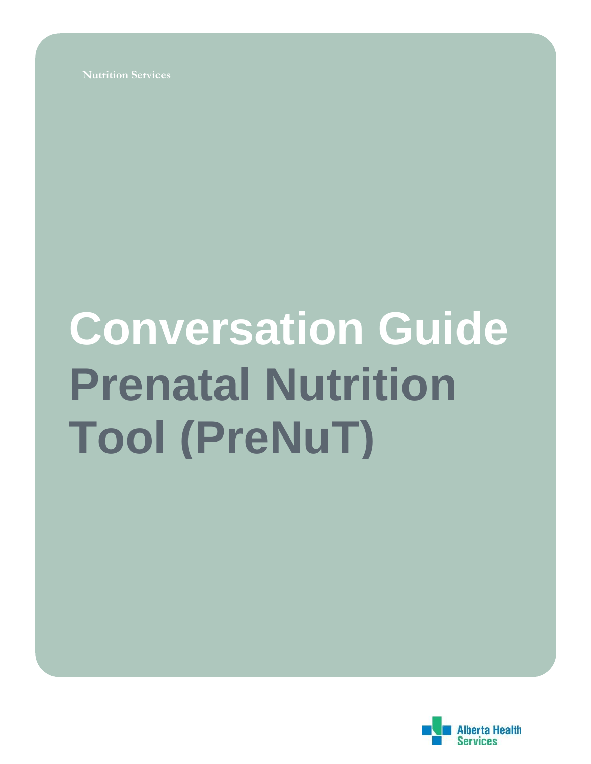Nutrition Services

# Conversation Guide Prenatal Nutrition Tool (PreNuT)

Alberta Health Services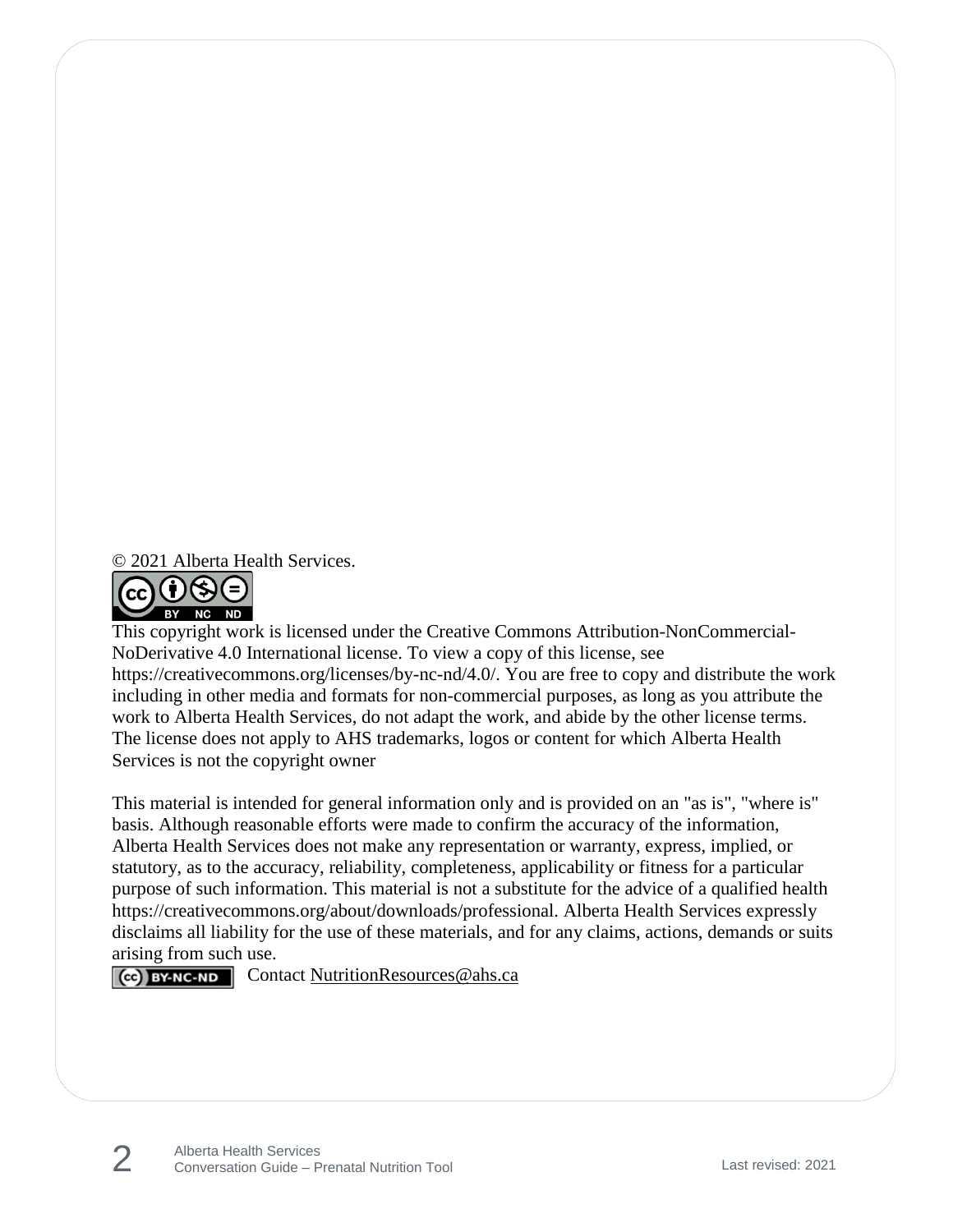© 2021 Alberta Health Services.

This copyright work is licensed under the Creative Commons Attribution-NonCommercial-NoDerivative 4.0 International license. To view a copy of this license, see https://creativecommons.org/licenses/by-nc-nd/4.0/. You are free to copy and distribute the work including in other media and formats for non-commercial purposes, as long as you attribute the work to Alberta Health Services, do not adapt the work, and abide by the other license terms. The license does not apply to AHS trademarks, logos or content for which Alberta Health Services is not the copyright owner

This material is intended for general information only and is provided on an "as is", "where is" basis. Although reasonable efforts were made to confirm the accuracy of the information, Alberta Health Services does not make any representation or warranty, express, implied, or statutory, as to the accuracy, reliability, completeness, applicability or fitness for a particular purpose of such information. This material is not a substitute for the advice of a qualified health https://creativecommons.org/about/downloads/professional. Alberta Health Services expressly disclaims all liability for the use of these materials, and for any claims, actions, demands or suits arising from such use.

Contact NutritionResources@ahs.ca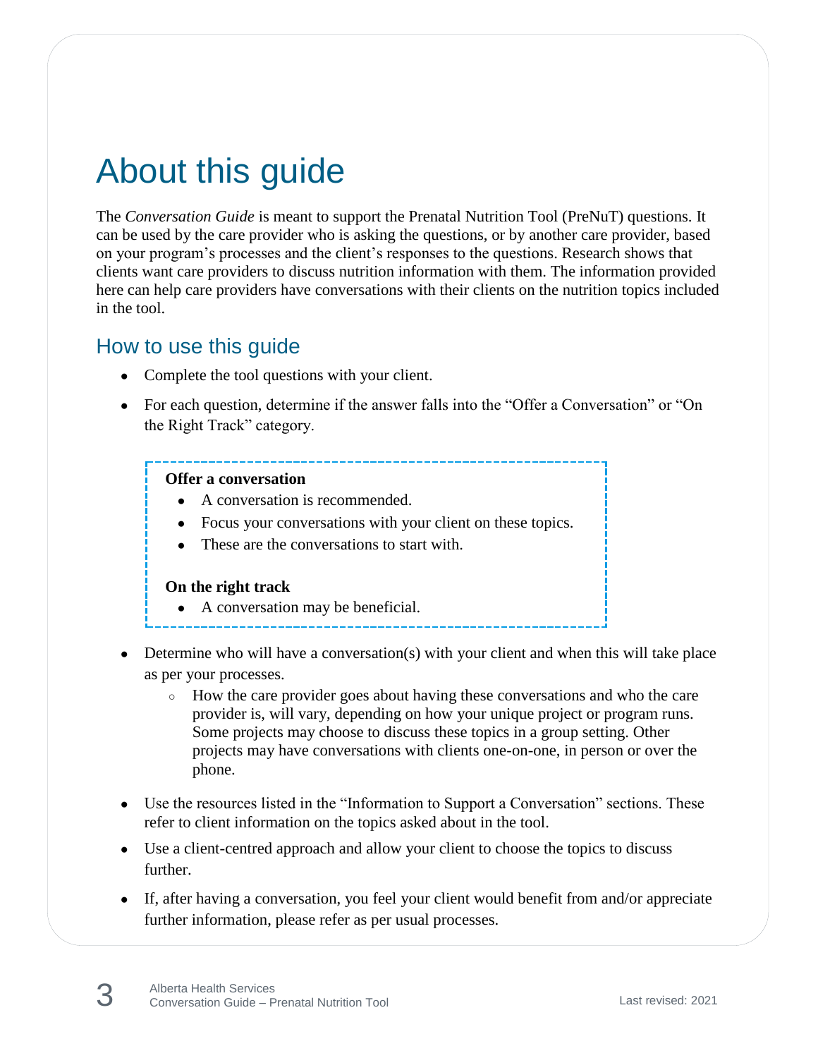# About this guide

The *Conversation Guide* is meant to support the Prenatal Nutrition Tool (PreNuT) questions. It can be used by the care provider who is asking the questions, or by another care provider, based on your program's processes and the client's responses to the questions. Research shows that clients want care providers to discuss nutrition information with them. The information provided here can help care providers have conversations with their clients on the nutrition topics included in the tool.

## How to use this guide

- Complete the tool questions with your client.
- For each question, determine if the answer falls into the "Offer a Conversation" or "On the Right Track" category.

> **Offer a conversation**
> - A conversation is recommended.
> - Focus your conversations with your client on these topics.
> - These are the conversations to start with.
>
> **On the right track**
> - A conversation may be beneficial.

- Determine who will have a conversation(s) with your client and when this will take place as per your processes.
  - How the care provider goes about having these conversations and who the care provider is, will vary, depending on how your unique project or program runs. Some projects may choose to discuss these topics in a group setting. Other projects may have conversations with clients one-on-one, in person or over the phone.
- Use the resources listed in the "Information to Support a Conversation" sections. These refer to client information on the topics asked about in the tool.
- Use a client-centred approach and allow your client to choose the topics to discuss further.
- If, after having a conversation, you feel your client would benefit from and/or appreciate further information, please refer as per usual processes.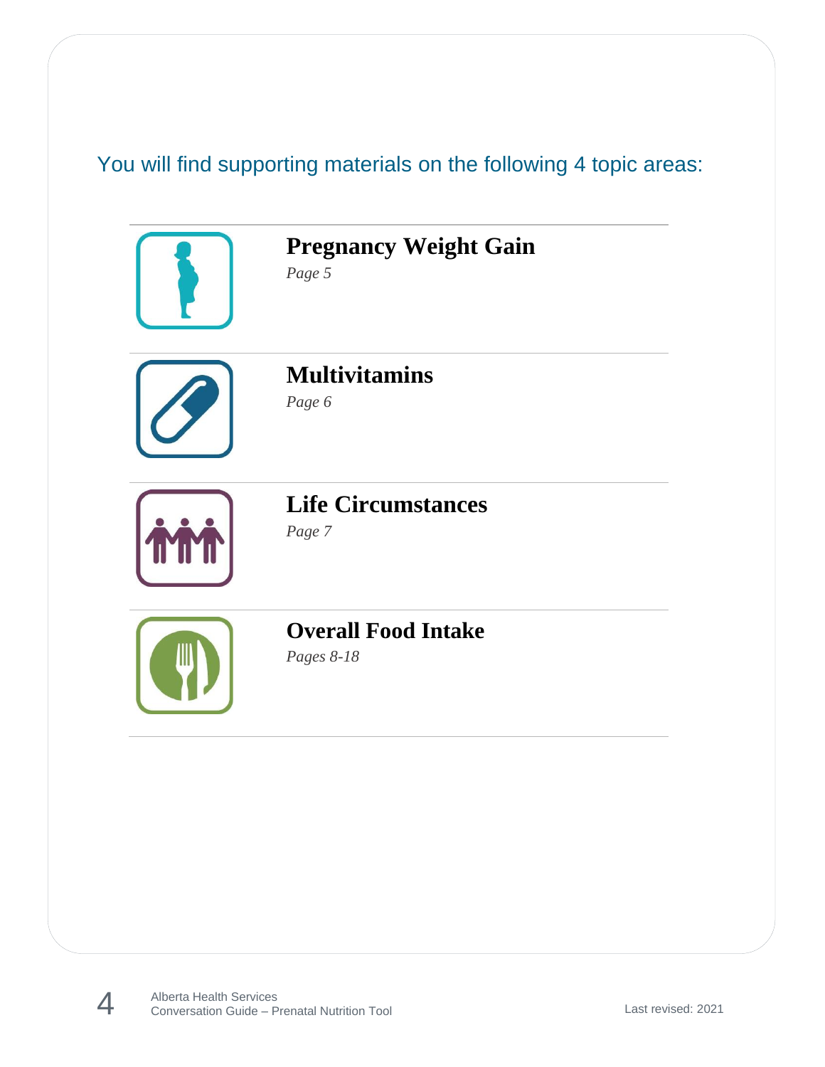You will find supporting materials on the following 4 topic areas:

## Pregnancy Weight Gain

*Page 5*

## Multivitamins

*Page 6*

## Life Circumstances

*Page 7*

## Overall Food Intake

*Pages 8-18*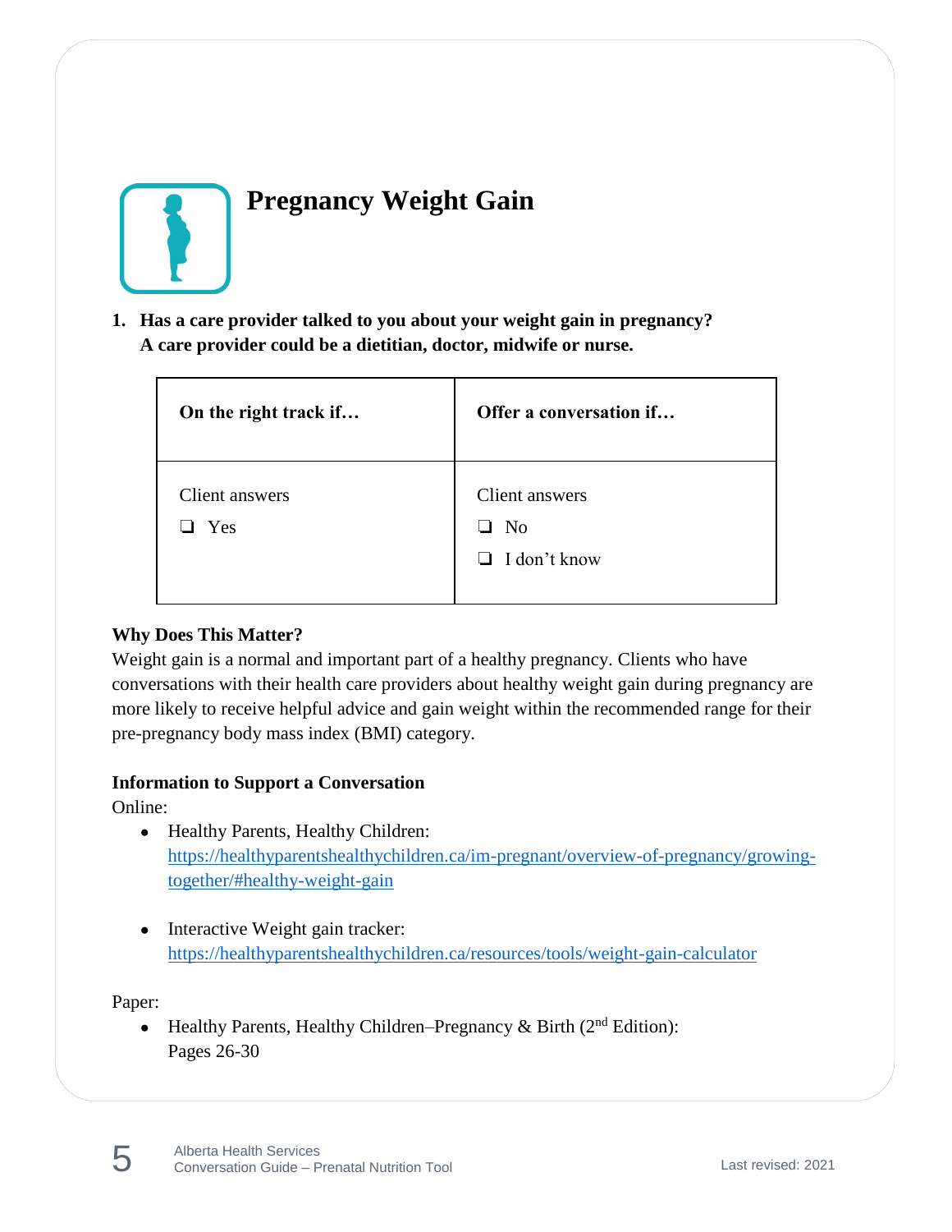# Pregnancy Weight Gain

1. **Has a care provider talked to you about your weight gain in pregnancy? A care provider could be a dietitian, doctor, midwife or nurse.**

| On the right track if… | Offer a conversation if… |
|---|---|
| Client answers<br>❏ Yes | Client answers<br>❏ No<br>❏ I don't know |

**Why Does This Matter?**

Weight gain is a normal and important part of a healthy pregnancy. Clients who have conversations with their health care providers about healthy weight gain during pregnancy are more likely to receive helpful advice and gain weight within the recommended range for their pre-pregnancy body mass index (BMI) category.

**Information to Support a Conversation**

Online:

- Healthy Parents, Healthy Children: [https://healthyparentshealthychildren.ca/im-pregnant/overview-of-pregnancy/growing-together/#healthy-weight-gain](https://healthyparentshealthychildren.ca/im-pregnant/overview-of-pregnancy/growing-together/#healthy-weight-gain)

- Interactive Weight gain tracker: [https://healthyparentshealthychildren.ca/resources/tools/weight-gain-calculator](https://healthyparentshealthychildren.ca/resources/tools/weight-gain-calculator)

Paper:

- Healthy Parents, Healthy Children–Pregnancy & Birth (2nd Edition): Pages 26-30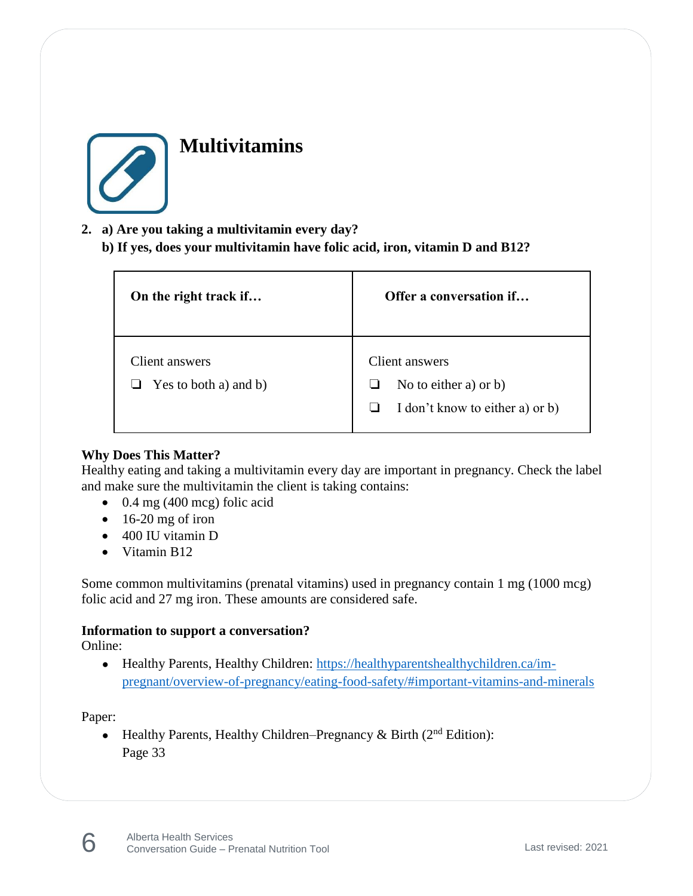# Multivitamins

2. **a) Are you taking a multivitamin every day?**
   **b) If yes, does your multivitamin have folic acid, iron, vitamin D and B12?**

| On the right track if… | Offer a conversation if… |
|---|---|
| Client answers<br>❏ Yes to both a) and b) | Client answers<br>❏ No to either a) or b)<br>❏ I don't know to either a) or b) |

**Why Does This Matter?**
Healthy eating and taking a multivitamin every day are important in pregnancy. Check the label and make sure the multivitamin the client is taking contains:

- 0.4 mg (400 mcg) folic acid
- 16-20 mg of iron
- 400 IU vitamin D
- Vitamin B12

Some common multivitamins (prenatal vitamins) used in pregnancy contain 1 mg (1000 mcg) folic acid and 27 mg iron. These amounts are considered safe.

**Information to support a conversation?**
Online:

- Healthy Parents, Healthy Children: [https://healthyparentshealthychildren.ca/im-pregnant/overview-of-pregnancy/eating-food-safety/#important-vitamins-and-minerals](https://healthyparentshealthychildren.ca/im-pregnant/overview-of-pregnancy/eating-food-safety/#important-vitamins-and-minerals)

Paper:

- Healthy Parents, Healthy Children–Pregnancy & Birth (2nd Edition): Page 33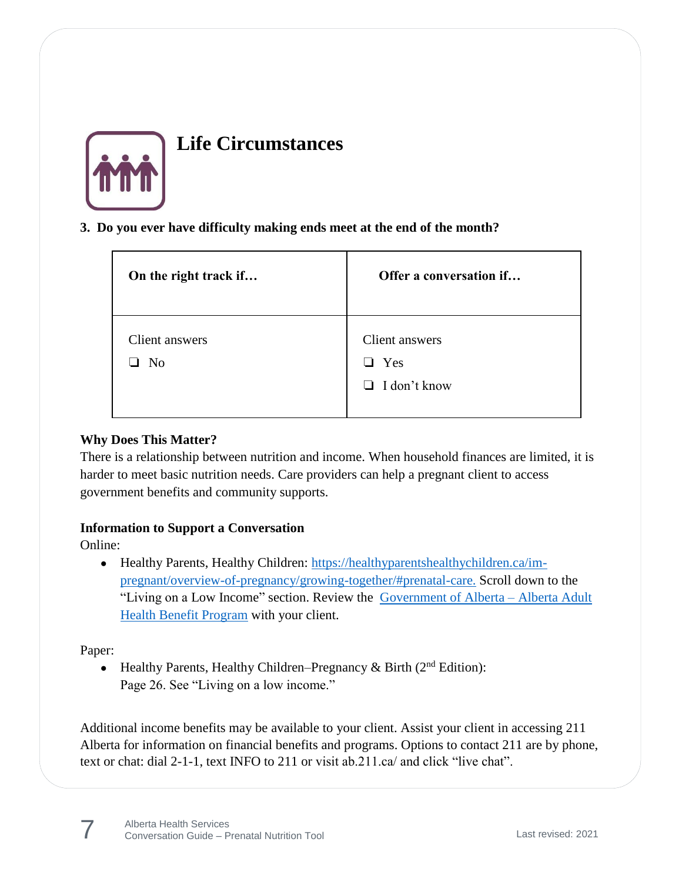# Life Circumstances

**3. Do you ever have difficulty making ends meet at the end of the month?**

| On the right track if… | Offer a conversation if… |
|---|---|
| Client answers<br>❑ No | Client answers<br>❑ Yes<br>❑ I don't know |

**Why Does This Matter?**

There is a relationship between nutrition and income. When household finances are limited, it is harder to meet basic nutrition needs. Care providers can help a pregnant client to access government benefits and community supports.

**Information to Support a Conversation**

Online:

- Healthy Parents, Healthy Children: [https://healthyparentshealthychildren.ca/im-pregnant/overview-of-pregnancy/growing-together/#prenatal-care.](https://healthyparentshealthychildren.ca/im-pregnant/overview-of-pregnancy/growing-together/#prenatal-care) Scroll down to the "Living on a Low Income" section. Review the Government of Alberta – Alberta Adult Health Benefit Program with your client.

Paper:

- Healthy Parents, Healthy Children–Pregnancy & Birth (2nd Edition): Page 26. See "Living on a low income."

Additional income benefits may be available to your client. Assist your client in accessing 211 Alberta for information on financial benefits and programs. Options to contact 211 are by phone, text or chat: dial 2-1-1, text INFO to 211 or visit ab.211.ca/ and click "live chat".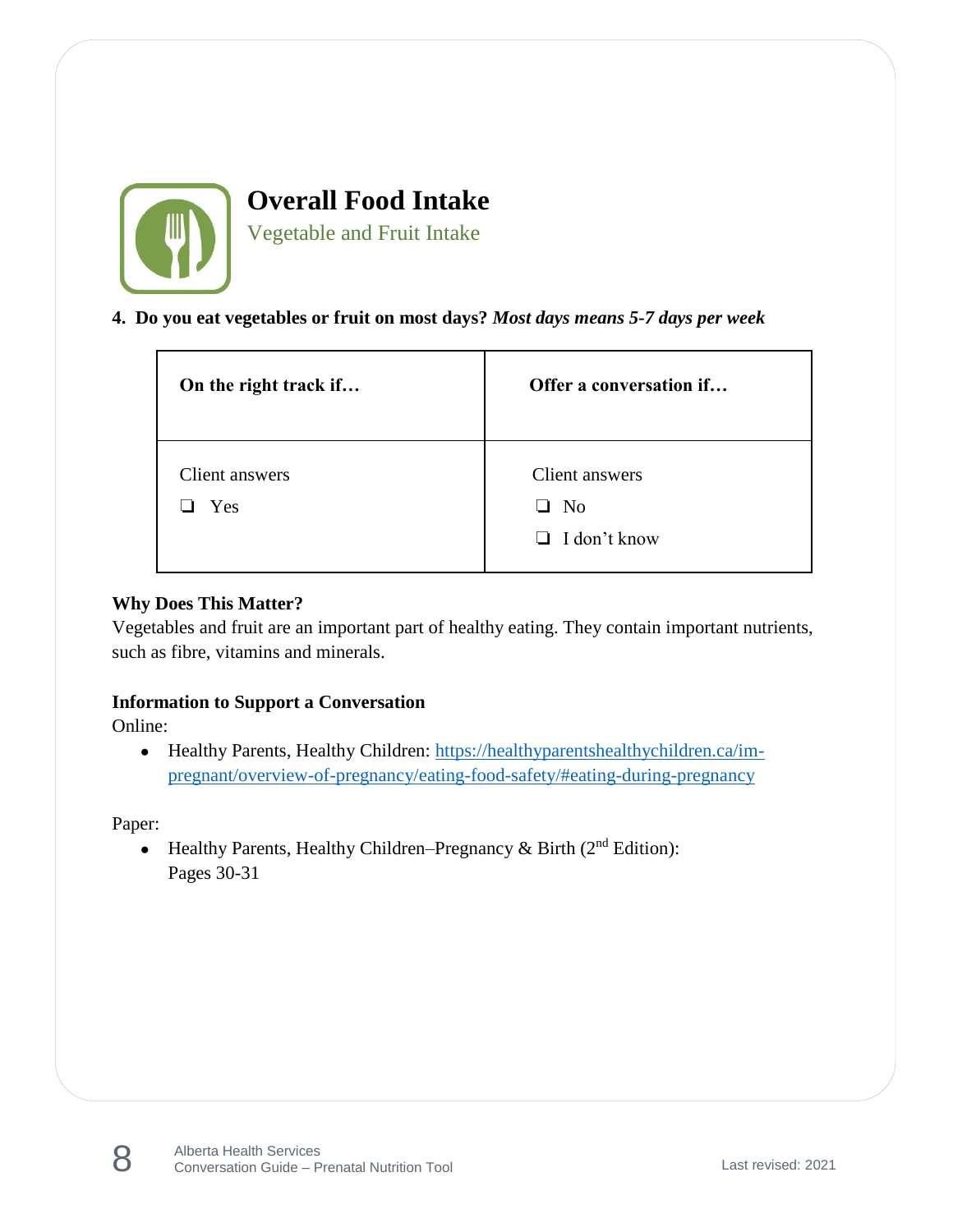# Overall Food Intake

## Vegetable and Fruit Intake

**4. Do you eat vegetables or fruit on most days?** ***Most days means 5-7 days per week***

| On the right track if… | Offer a conversation if… |
|---|---|
| Client answers<br>❑ Yes | Client answers<br>❑ No<br>❑ I don't know |

**Why Does This Matter?**

Vegetables and fruit are an important part of healthy eating. They contain important nutrients, such as fibre, vitamins and minerals.

**Information to Support a Conversation**

Online:

- Healthy Parents, Healthy Children: https://healthyparentshealthychildren.ca/im-pregnant/overview-of-pregnancy/eating-food-safety/#eating-during-pregnancy

Paper:

- Healthy Parents, Healthy Children–Pregnancy & Birth (2nd Edition): Pages 30-31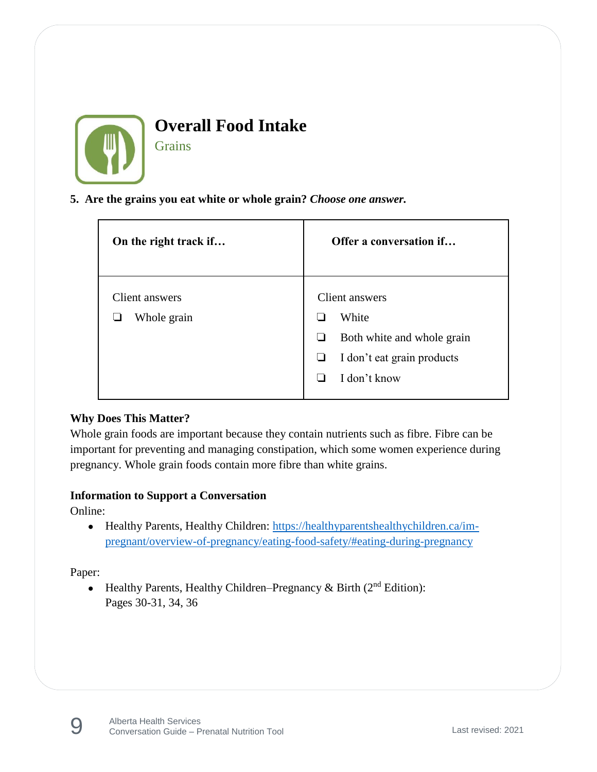# Overall Food Intake

## Grains

**5. Are the grains you eat white or whole grain?** ***Choose one answer.***

| On the right track if… | Offer a conversation if… |
| --- | --- |
| Client answers<br>❑ Whole grain | Client answers<br>❑ White<br>❑ Both white and whole grain<br>❑ I don't eat grain products<br>❑ I don't know |

**Why Does This Matter?**

Whole grain foods are important because they contain nutrients such as fibre. Fibre can be important for preventing and managing constipation, which some women experience during pregnancy. Whole grain foods contain more fibre than white grains.

**Information to Support a Conversation**

Online:

- Healthy Parents, Healthy Children: https://healthyparentshealthychildren.ca/im-pregnant/overview-of-pregnancy/eating-food-safety/#eating-during-pregnancy

Paper:

- Healthy Parents, Healthy Children–Pregnancy & Birth (2nd Edition): Pages 30-31, 34, 36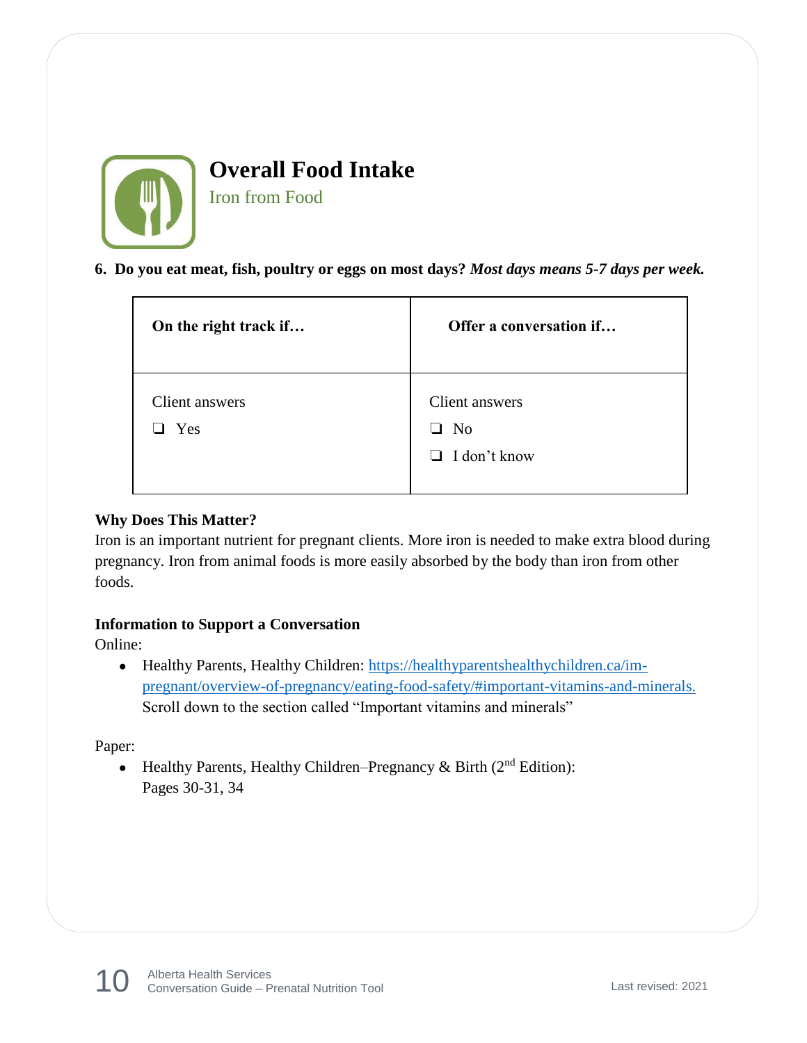# Overall Food Intake

## Iron from Food

**6. Do you eat meat, fish, poultry or eggs on most days?** ***Most days means 5-7 days per week.***

| On the right track if… | Offer a conversation if… |
| --- | --- |
| Client answers<br>❑ Yes | Client answers<br>❑ No<br>❑ I don't know |

**Why Does This Matter?**

Iron is an important nutrient for pregnant clients. More iron is needed to make extra blood during pregnancy. Iron from animal foods is more easily absorbed by the body than iron from other foods.

**Information to Support a Conversation**

Online:

- Healthy Parents, Healthy Children: [https://healthyparentshealthychildren.ca/im-pregnant/overview-of-pregnancy/eating-food-safety/#important-vitamins-and-minerals.](https://healthyparentshealthychildren.ca/im-pregnant/overview-of-pregnancy/eating-food-safety/#important-vitamins-and-minerals) Scroll down to the section called "Important vitamins and minerals"

Paper:

- Healthy Parents, Healthy Children–Pregnancy & Birth (2nd Edition): Pages 30-31, 34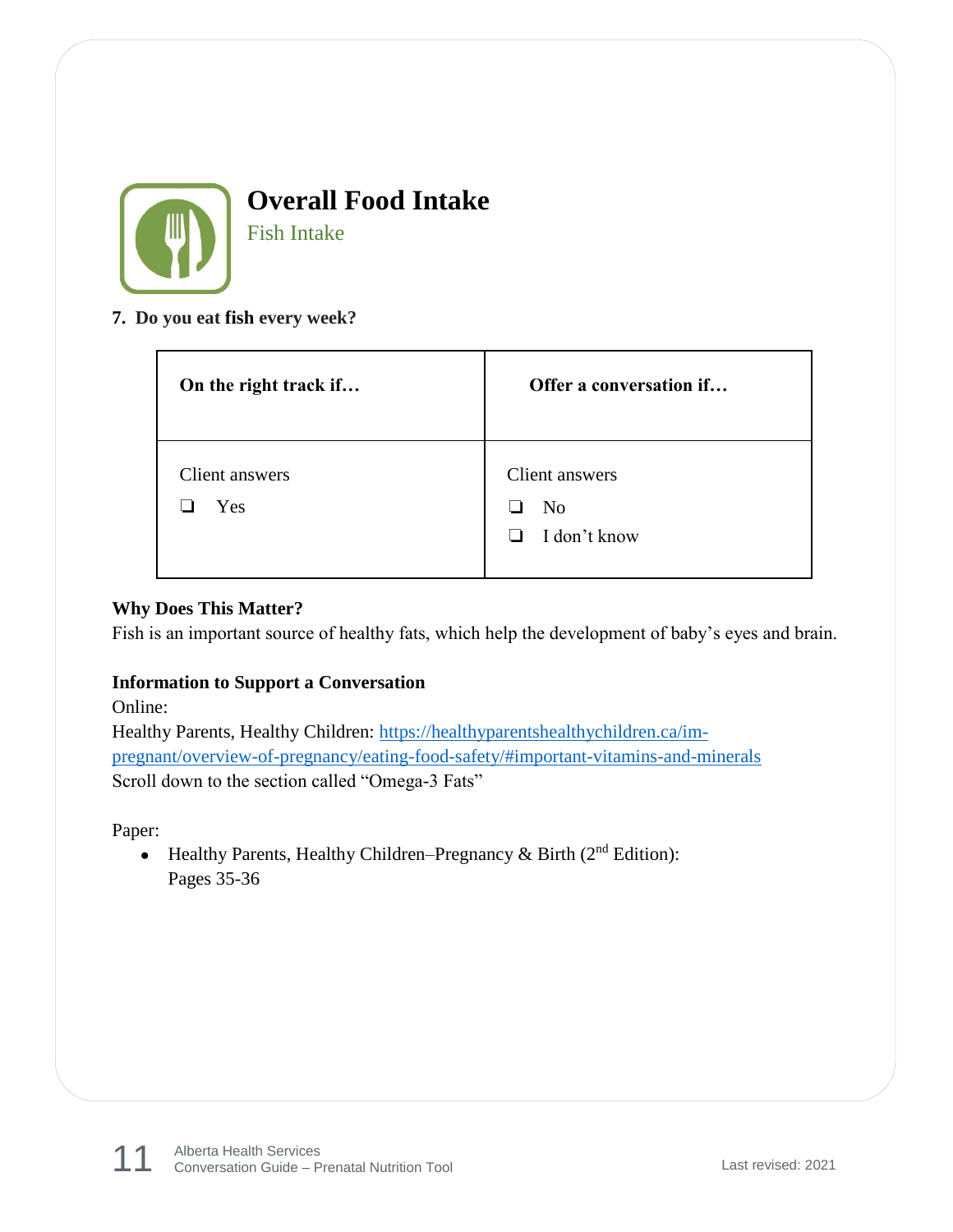# Overall Food Intake

## Fish Intake

**7. Do you eat fish every week?**

| On the right track if… | Offer a conversation if… |
| --- | --- |
| Client answers<br>❏ Yes | Client answers<br>❏ No<br>❏ I don't know |

**Why Does This Matter?**

Fish is an important source of healthy fats, which help the development of baby's eyes and brain.

**Information to Support a Conversation**

Online:

Healthy Parents, Healthy Children: [https://healthyparentshealthychildren.ca/im-pregnant/overview-of-pregnancy/eating-food-safety/#important-vitamins-and-minerals](https://healthyparentshealthychildren.ca/im-pregnant/overview-of-pregnancy/eating-food-safety/#important-vitamins-and-minerals)

Scroll down to the section called "Omega-3 Fats"

Paper:

- Healthy Parents, Healthy Children–Pregnancy & Birth (2nd Edition): Pages 35-36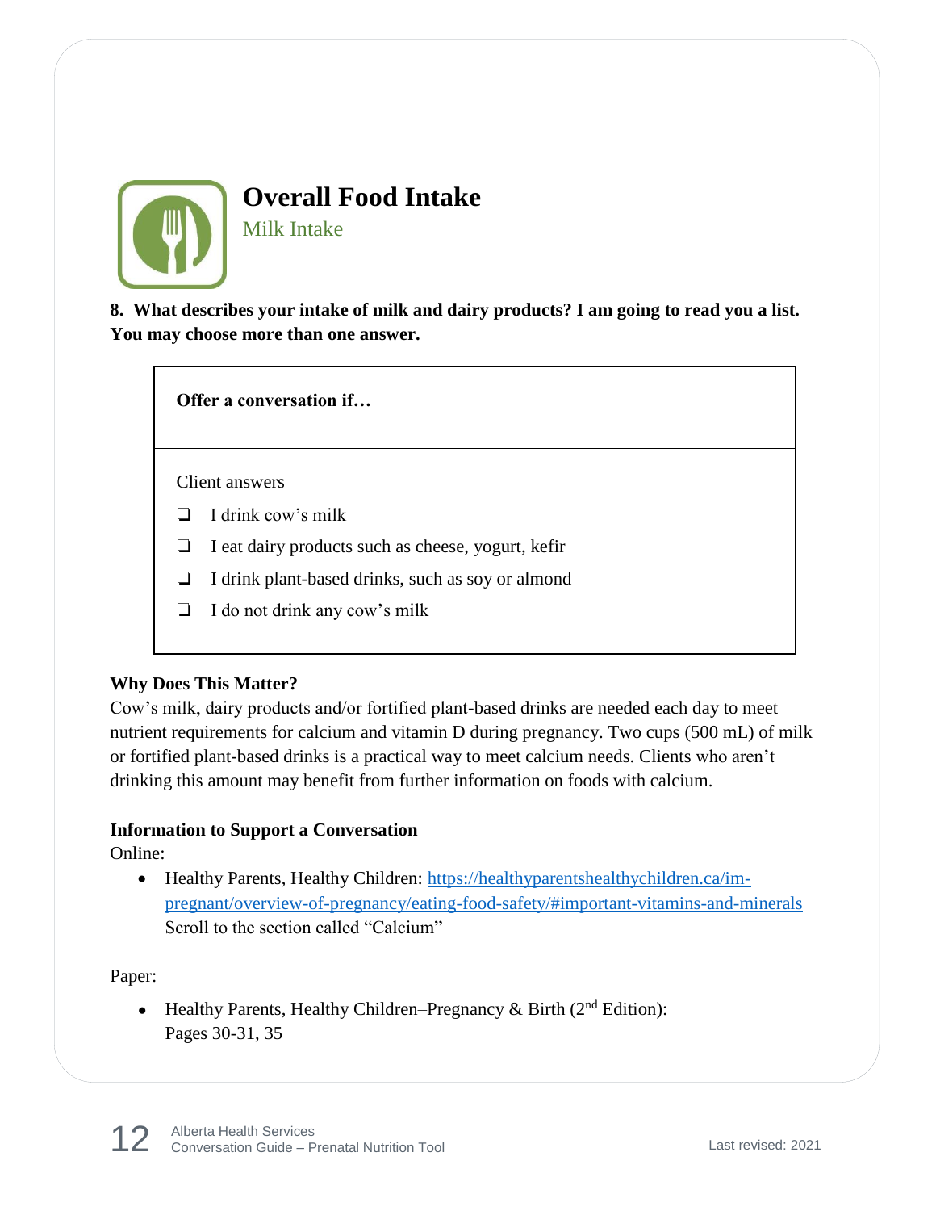# Overall Food Intake

## Milk Intake

**8. What describes your intake of milk and dairy products? I am going to read you a list. You may choose more than one answer.**

| **Offer a conversation if…** |
|---|
| Client answers<br>❑ I drink cow's milk<br>❑ I eat dairy products such as cheese, yogurt, kefir<br>❑ I drink plant-based drinks, such as soy or almond<br>❑ I do not drink any cow's milk |

**Why Does This Matter?**

Cow's milk, dairy products and/or fortified plant-based drinks are needed each day to meet nutrient requirements for calcium and vitamin D during pregnancy. Two cups (500 mL) of milk or fortified plant-based drinks is a practical way to meet calcium needs. Clients who aren't drinking this amount may benefit from further information on foods with calcium.

**Information to Support a Conversation**

Online:

- Healthy Parents, Healthy Children: [https://healthyparentshealthychildren.ca/im-pregnant/overview-of-pregnancy/eating-food-safety/#important-vitamins-and-minerals](https://healthyparentshealthychildren.ca/im-pregnant/overview-of-pregnancy/eating-food-safety/#important-vitamins-and-minerals) Scroll to the section called "Calcium"

Paper:

- Healthy Parents, Healthy Children–Pregnancy & Birth (2nd Edition): Pages 30-31, 35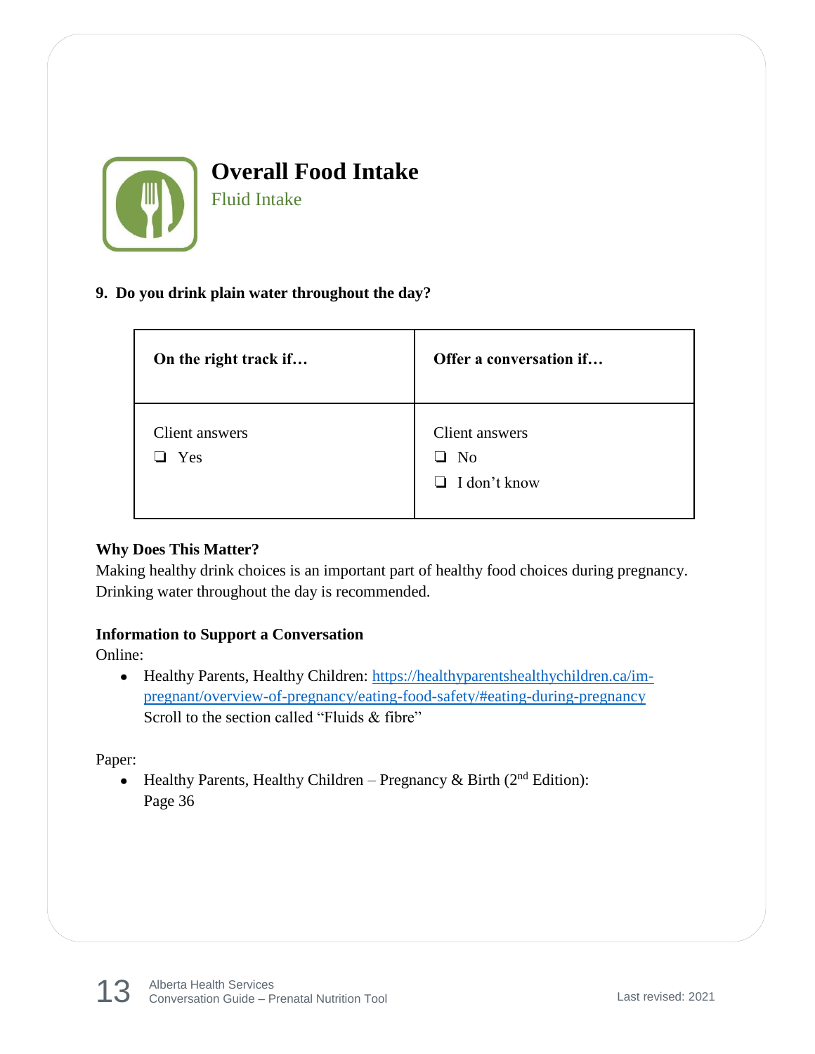# Overall Food Intake

## Fluid Intake

**9. Do you drink plain water throughout the day?**

| On the right track if… | Offer a conversation if… |
| --- | --- |
| Client answers<br>❑ Yes | Client answers<br>❑ No<br>❑ I don't know |

**Why Does This Matter?**

Making healthy drink choices is an important part of healthy food choices during pregnancy. Drinking water throughout the day is recommended.

**Information to Support a Conversation**

Online:

- Healthy Parents, Healthy Children: [https://healthyparentshealthychildren.ca/im-pregnant/overview-of-pregnancy/eating-food-safety/#eating-during-pregnancy](https://healthyparentshealthychildren.ca/im-pregnant/overview-of-pregnancy/eating-food-safety/#eating-during-pregnancy)
  Scroll to the section called "Fluids & fibre"

Paper:

- Healthy Parents, Healthy Children – Pregnancy & Birth (2nd Edition): Page 36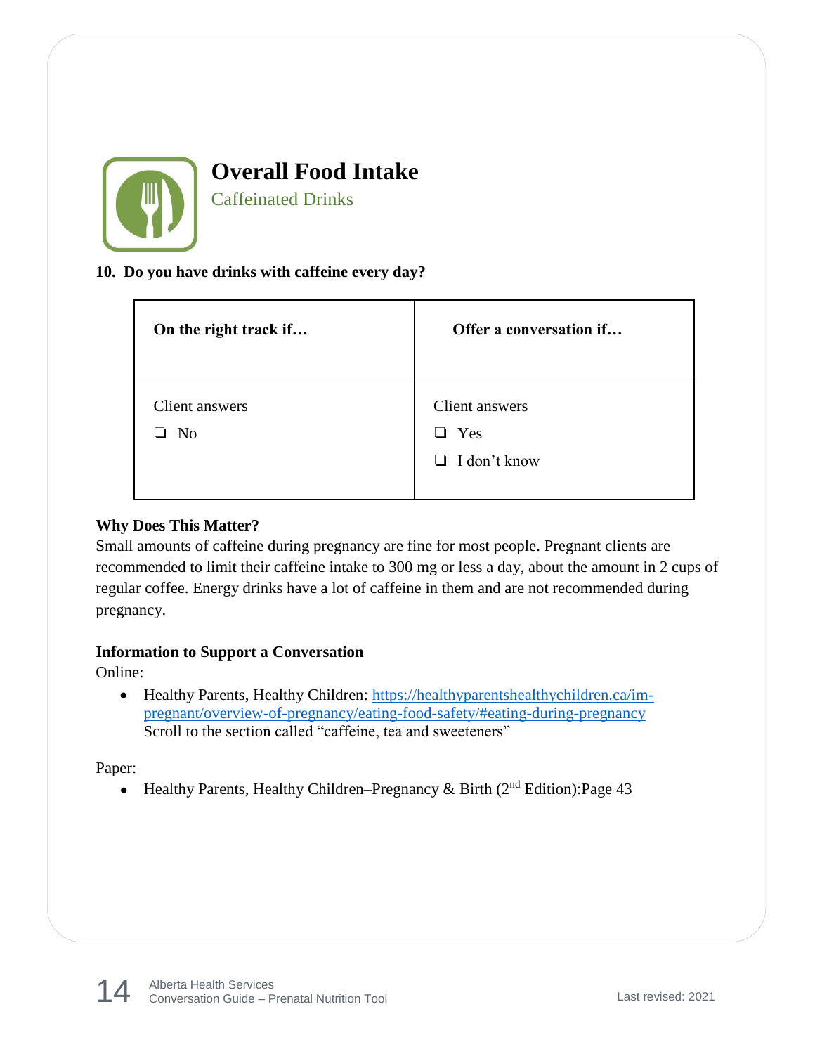# Overall Food Intake

## Caffeinated Drinks

**10. Do you have drinks with caffeine every day?**

| On the right track if… | Offer a conversation if… |
|---|---|
| Client answers<br>❑ No | Client answers<br>❑ Yes<br>❑ I don't know |

**Why Does This Matter?**

Small amounts of caffeine during pregnancy are fine for most people. Pregnant clients are recommended to limit their caffeine intake to 300 mg or less a day, about the amount in 2 cups of regular coffee. Energy drinks have a lot of caffeine in them and are not recommended during pregnancy.

**Information to Support a Conversation**

Online:

- Healthy Parents, Healthy Children: https://healthyparentshealthychildren.ca/im-pregnant/overview-of-pregnancy/eating-food-safety/#eating-during-pregnancy Scroll to the section called "caffeine, tea and sweeteners"

Paper:

- Healthy Parents, Healthy Children–Pregnancy & Birth (2nd Edition):Page 43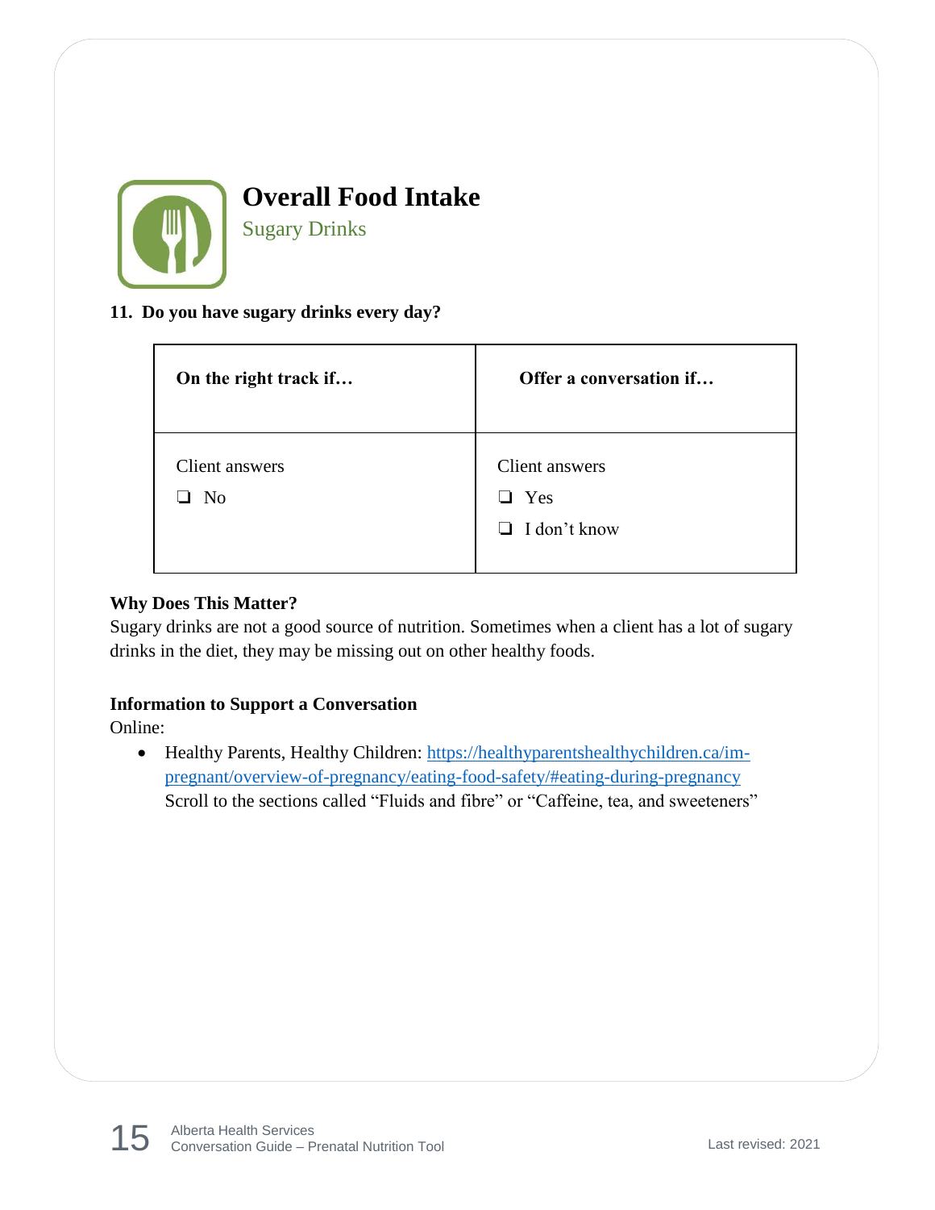# Overall Food Intake

## Sugary Drinks

**11. Do you have sugary drinks every day?**

| On the right track if… | Offer a conversation if… |
|---|---|
| Client answers<br>❑ No | Client answers<br>❑ Yes<br>❑ I don't know |

**Why Does This Matter?**

Sugary drinks are not a good source of nutrition. Sometimes when a client has a lot of sugary drinks in the diet, they may be missing out on other healthy foods.

**Information to Support a Conversation**

Online:

- Healthy Parents, Healthy Children: https://healthyparentshealthychildren.ca/im-pregnant/overview-of-pregnancy/eating-food-safety/#eating-during-pregnancy
  Scroll to the sections called "Fluids and fibre" or "Caffeine, tea, and sweeteners"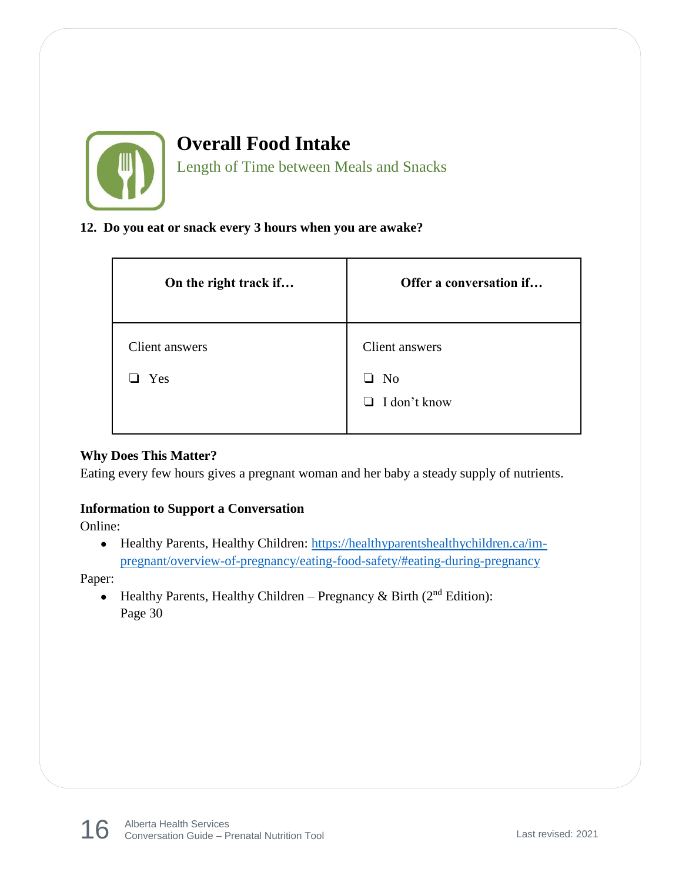# Overall Food Intake

## Length of Time between Meals and Snacks

**12. Do you eat or snack every 3 hours when you are awake?**

| On the right track if… | Offer a conversation if… |
|---|---|
| Client answers<br>❑ Yes | Client answers<br>❑ No<br>❑ I don't know |

**Why Does This Matter?**
Eating every few hours gives a pregnant woman and her baby a steady supply of nutrients.

**Information to Support a Conversation**
Online:

- Healthy Parents, Healthy Children: [https://healthyparentshealthychildren.ca/im-pregnant/overview-of-pregnancy/eating-food-safety/#eating-during-pregnancy](https://healthyparentshealthychildren.ca/im-pregnant/overview-of-pregnancy/eating-food-safety/#eating-during-pregnancy)

Paper:

- Healthy Parents, Healthy Children – Pregnancy & Birth (2nd Edition): Page 30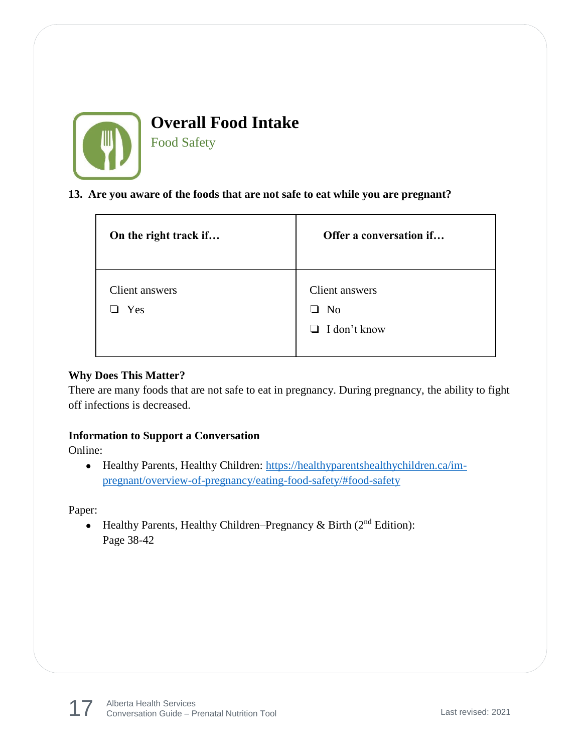# Overall Food Intake

## Food Safety

**13. Are you aware of the foods that are not safe to eat while you are pregnant?**

| On the right track if… | Offer a conversation if… |
| --- | --- |
| Client answers<br>❑ Yes | Client answers<br>❑ No<br>❑ I don't know |

**Why Does This Matter?**

There are many foods that are not safe to eat in pregnancy. During pregnancy, the ability to fight off infections is decreased.

**Information to Support a Conversation**

Online:

- Healthy Parents, Healthy Children: https://healthyparentshealthychildren.ca/im-pregnant/overview-of-pregnancy/eating-food-safety/#food-safety

Paper:

- Healthy Parents, Healthy Children–Pregnancy & Birth (2nd Edition): Page 38-42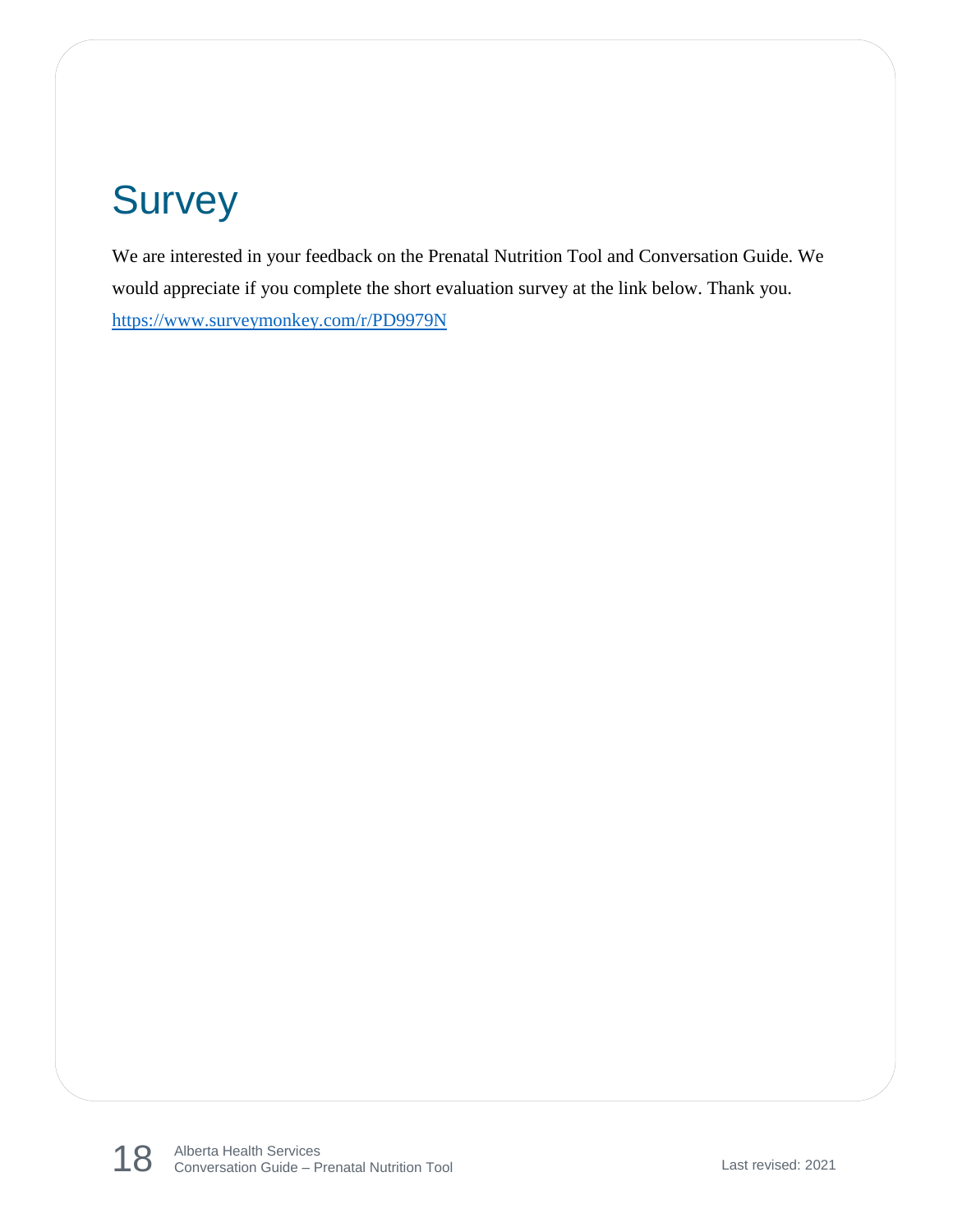# Survey

We are interested in your feedback on the Prenatal Nutrition Tool and Conversation Guide. We would appreciate if you complete the short evaluation survey at the link below. Thank you.
https://www.surveymonkey.com/r/PD9979N